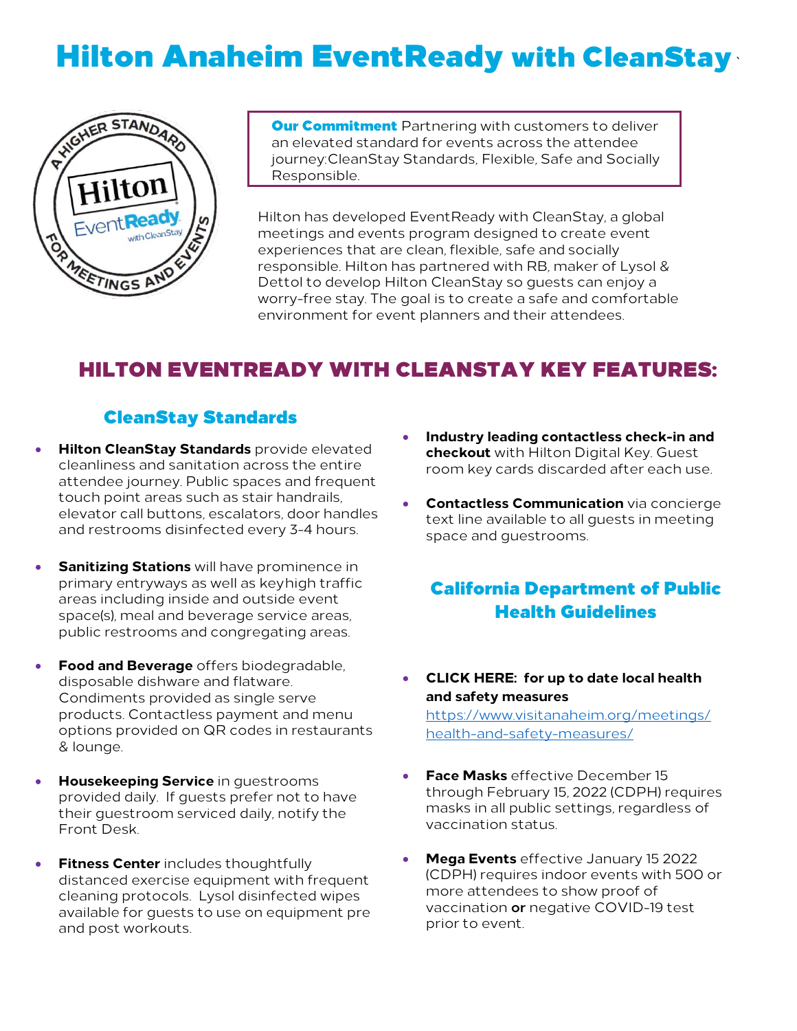# Hilton Anaheim EventReady with CleanStay

**Our Commitment** Partnering with customers to deliver an elevated standard for events across the attendee journey:CleanStay Standards, Flexible, Safe and Socially Responsible.

Hilton has developed EventReady with CleanStay, a global meetings and events program designed to create event experiences that are clean, flexible, safe and socially responsible. Hilton has partnered with RB, maker of Lysol & Dettol to develop Hilton CleanStay so guests can enjoy a worry-free stay. The goal is to create a safe and comfortable environment for event planners and their attendees.

## HILTON EVENTREADY WITH CLEANSTAY KEY FEATURES:

### CleanStay Standards

- **Hilton CleanStay Standards** provide elevated cleanliness and sanitation across the entire attendee journey. Public spaces and frequent touch point areas such as stair handrails, elevator call buttons, escalators, door handles and restrooms disinfected every 3-4 hours.
- **Sanitizing Stations** will have prominence in primary entryways as well as keyhigh traffic areas including inside and outside event space(s), meal and beverage service areas, public restrooms and congregating areas.
- **Food and Beverage** offers biodegradable, disposable dishware and flatware. Condiments provided as single serve products. Contactless payment and menu options provided on QR codes in restaurants & lounge.
- **Housekeeping Service** in guestrooms provided daily. If guests prefer not to have their guestroom serviced daily, notify the Front Desk.
- **Fitness Center** includes thoughtfully distanced exercise equipment with frequent cleaning protocols. Lysol disinfected wipes available for guests to use on equipment pre and post workouts.
- **Industry leading contactless check-in and checkout** with Hilton Digital Key. Guest room key cards discarded after each use.
- **Contactless Communication** via concierge text line available to all guests in meeting space and guestrooms.

### California Department of Public Health Guidelines

- **CLICK HERE: for up to date local health and safety measures** https://www.visitanaheim.org/meetings/health-and-safety-measures/
- **Face Masks** effective December 15 through February 15, 2022 (CDPH) requires masks in all public settings, regardless of vaccination status.
- **Mega Events** effective January 15 2022 (CDPH) requires indoor events with 500 or more attendees to show proof of vaccination **or** negative COVID-19 test prior to event.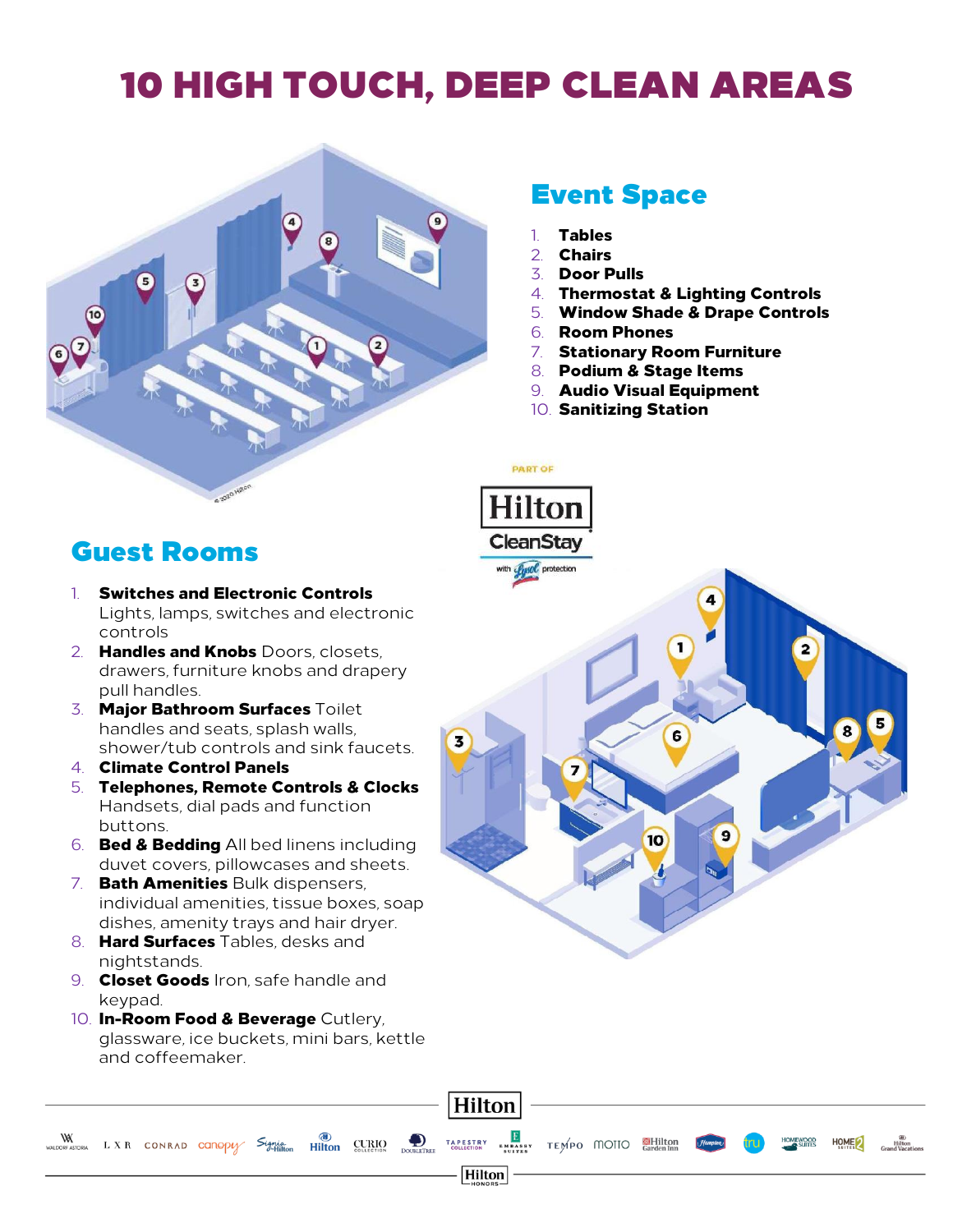# 10 HIGH TOUCH, DEEP CLEAN AREAS

## Event Space

1. **Tables**
2. **Chairs**
3. **Door Pulls**
4. **Thermostat & Lighting Controls**
5. **Window Shade & Drape Controls**
6. **Room Phones**
7. **Stationary Room Furniture**
8. **Podium & Stage Items**
9. **Audio Visual Equipment**
10. **Sanitizing Station**

## Guest Rooms

1. **Switches and Electronic Controls** Lights, lamps, switches and electronic controls
2. **Handles and Knobs** Doors, closets, drawers, furniture knobs and drapery pull handles.
3. **Major Bathroom Surfaces** Toilet handles and seats, splash walls, shower/tub controls and sink faucets.
4. **Climate Control Panels**
5. **Telephones, Remote Controls & Clocks** Handsets, dial pads and function buttons.
6. **Bed & Bedding** All bed linens including duvet covers, pillowcases and sheets.
7. **Bath Amenities** Bulk dispensers, individual amenities, tissue boxes, soap dishes, amenity trays and hair dryer.
8. **Hard Surfaces** Tables, desks and nightstands.
9. **Closet Goods** Iron, safe handle and keypad.
10. **In-Room Food & Beverage** Cutlery, glassware, ice buckets, mini bars, kettle and coffeemaker.

PART OF Hilton CleanStay with Lysol protection